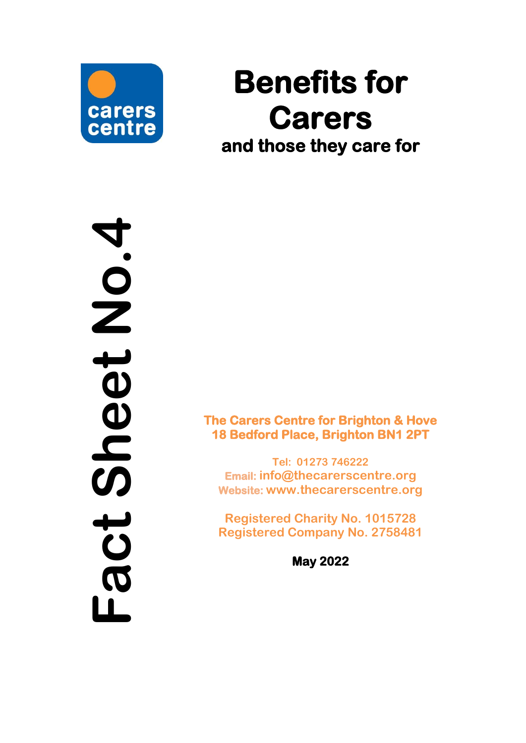carers centre

# Benefits for Carers

## and those they care for

Fact Sheet No.4

**The Carers Centre for Brighton & Hove**
**18 Bedford Place, Brighton BN1 2PT**

Tel: 01273 746222
Email: info@thecarerscentre.org
Website: www.thecarerscentre.org

Registered Charity No. 1015728
Registered Company No. 2758481

**May 2022**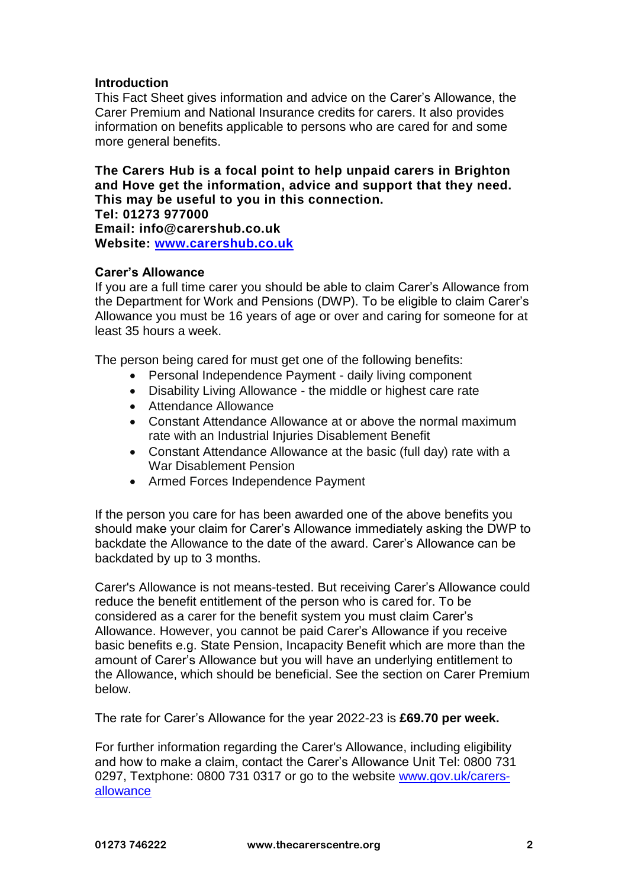## Introduction

This Fact Sheet gives information and advice on the Carer's Allowance, the Carer Premium and National Insurance credits for carers. It also provides information on benefits applicable to persons who are cared for and some more general benefits.

**The Carers Hub is a focal point to help unpaid carers in Brighton and Hove get the information, advice and support that they need. This may be useful to you in this connection.**
**Tel: 01273 977000**
**Email: info@carershub.co.uk**
**Website: [www.carershub.co.uk](www.carershub.co.uk)**

## Carer's Allowance

If you are a full time carer you should be able to claim Carer's Allowance from the Department for Work and Pensions (DWP). To be eligible to claim Carer's Allowance you must be 16 years of age or over and caring for someone for at least 35 hours a week.

The person being cared for must get one of the following benefits:

- Personal Independence Payment - daily living component
- Disability Living Allowance - the middle or highest care rate
- Attendance Allowance
- Constant Attendance Allowance at or above the normal maximum rate with an Industrial Injuries Disablement Benefit
- Constant Attendance Allowance at the basic (full day) rate with a War Disablement Pension
- Armed Forces Independence Payment

If the person you care for has been awarded one of the above benefits you should make your claim for Carer's Allowance immediately asking the DWP to backdate the Allowance to the date of the award. Carer's Allowance can be backdated by up to 3 months.

Carer's Allowance is not means-tested. But receiving Carer's Allowance could reduce the benefit entitlement of the person who is cared for. To be considered as a carer for the benefit system you must claim Carer's Allowance. However, you cannot be paid Carer's Allowance if you receive basic benefits e.g. State Pension, Incapacity Benefit which are more than the amount of Carer's Allowance but you will have an underlying entitlement to the Allowance, which should be beneficial. See the section on Carer Premium below.

The rate for Carer's Allowance for the year 2022-23 is **£69.70 per week.**

For further information regarding the Carer's Allowance, including eligibility and how to make a claim, contact the Carer's Allowance Unit Tel: 0800 731 0297, Textphone: 0800 731 0317 or go to the website [www.gov.uk/carers-allowance](www.gov.uk/carers-allowance)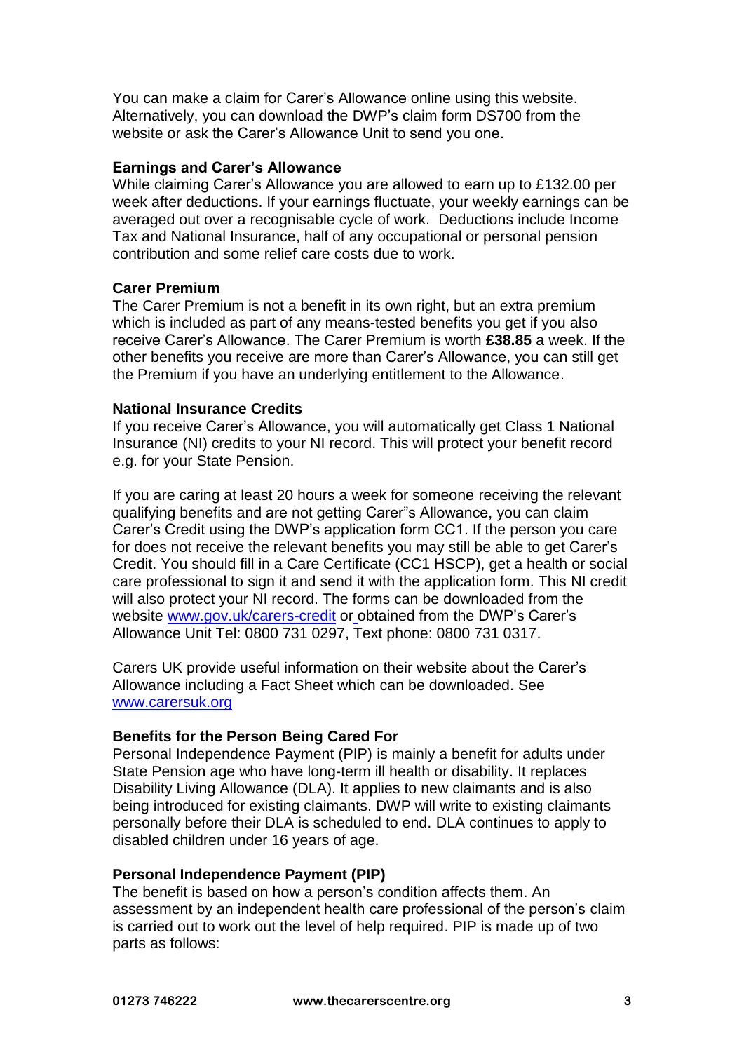You can make a claim for Carer's Allowance online using this website. Alternatively, you can download the DWP's claim form DS700 from the website or ask the Carer's Allowance Unit to send you one.

**Earnings and Carer's Allowance**

While claiming Carer's Allowance you are allowed to earn up to £132.00 per week after deductions. If your earnings fluctuate, your weekly earnings can be averaged out over a recognisable cycle of work. Deductions include Income Tax and National Insurance, half of any occupational or personal pension contribution and some relief care costs due to work.

**Carer Premium**

The Carer Premium is not a benefit in its own right, but an extra premium which is included as part of any means-tested benefits you get if you also receive Carer's Allowance. The Carer Premium is worth **£38.85** a week. If the other benefits you receive are more than Carer's Allowance, you can still get the Premium if you have an underlying entitlement to the Allowance.

**National Insurance Credits**

If you receive Carer's Allowance, you will automatically get Class 1 National Insurance (NI) credits to your NI record. This will protect your benefit record e.g. for your State Pension.

If you are caring at least 20 hours a week for someone receiving the relevant qualifying benefits and are not getting Carer"s Allowance, you can claim Carer's Credit using the DWP's application form CC1. If the person you care for does not receive the relevant benefits you may still be able to get Carer's Credit. You should fill in a Care Certificate (CC1 HSCP), get a health or social care professional to sign it and send it with the application form. This NI credit will also protect your NI record. The forms can be downloaded from the website www.gov.uk/carers-credit or obtained from the DWP's Carer's Allowance Unit Tel: 0800 731 0297, Text phone: 0800 731 0317.

Carers UK provide useful information on their website about the Carer's Allowance including a Fact Sheet which can be downloaded. See www.carersuk.org

**Benefits for the Person Being Cared For**

Personal Independence Payment (PIP) is mainly a benefit for adults under State Pension age who have long-term ill health or disability. It replaces Disability Living Allowance (DLA). It applies to new claimants and is also being introduced for existing claimants. DWP will write to existing claimants personally before their DLA is scheduled to end. DLA continues to apply to disabled children under 16 years of age.

**Personal Independence Payment (PIP)**

The benefit is based on how a person's condition affects them. An assessment by an independent health care professional of the person's claim is carried out to work out the level of help required. PIP is made up of two parts as follows: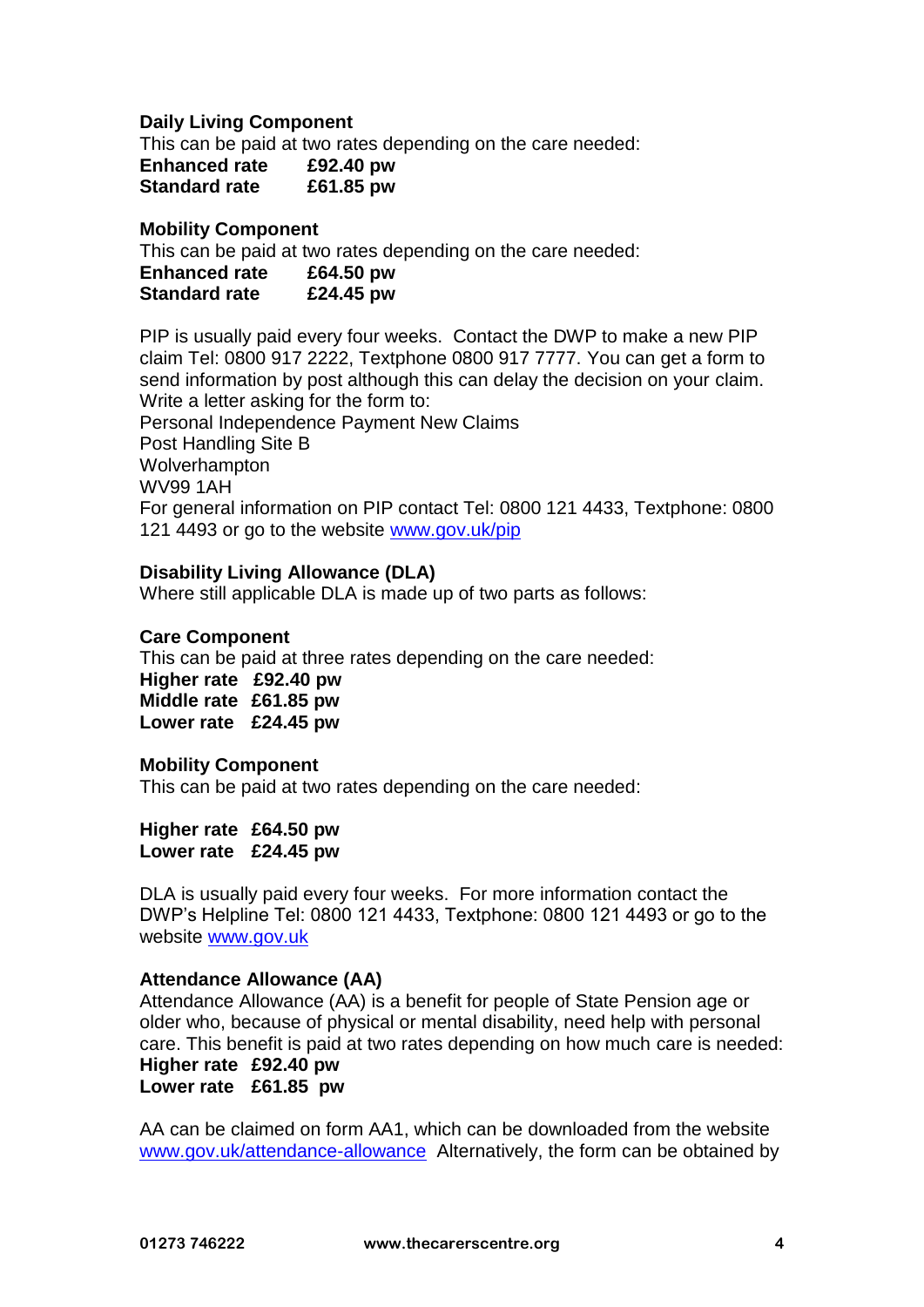**Daily Living Component**

This can be paid at two rates depending on the care needed:
**Enhanced rate £92.40 pw**
**Standard rate £61.85 pw**

**Mobility Component**

This can be paid at two rates depending on the care needed:
**Enhanced rate £64.50 pw**
**Standard rate £24.45 pw**

PIP is usually paid every four weeks. Contact the DWP to make a new PIP claim Tel: 0800 917 2222, Textphone 0800 917 7777. You can get a form to send information by post although this can delay the decision on your claim. Write a letter asking for the form to:
Personal Independence Payment New Claims
Post Handling Site B
Wolverhampton
WV99 1AH
For general information on PIP contact Tel: 0800 121 4433, Textphone: 0800 121 4493 or go to the website www.gov.uk/pip

**Disability Living Allowance (DLA)**

Where still applicable DLA is made up of two parts as follows:

**Care Component**

This can be paid at three rates depending on the care needed:
**Higher rate £92.40 pw**
**Middle rate £61.85 pw**
**Lower rate £24.45 pw**

**Mobility Component**

This can be paid at two rates depending on the care needed:

**Higher rate £64.50 pw**
**Lower rate £24.45 pw**

DLA is usually paid every four weeks. For more information contact the DWP's Helpline Tel: 0800 121 4433, Textphone: 0800 121 4493 or go to the website www.gov.uk

**Attendance Allowance (AA)**

Attendance Allowance (AA) is a benefit for people of State Pension age or older who, because of physical or mental disability, need help with personal care. This benefit is paid at two rates depending on how much care is needed:
**Higher rate £92.40 pw**
**Lower rate £61.85 pw**

AA can be claimed on form AA1, which can be downloaded from the website www.gov.uk/attendance-allowance Alternatively, the form can be obtained by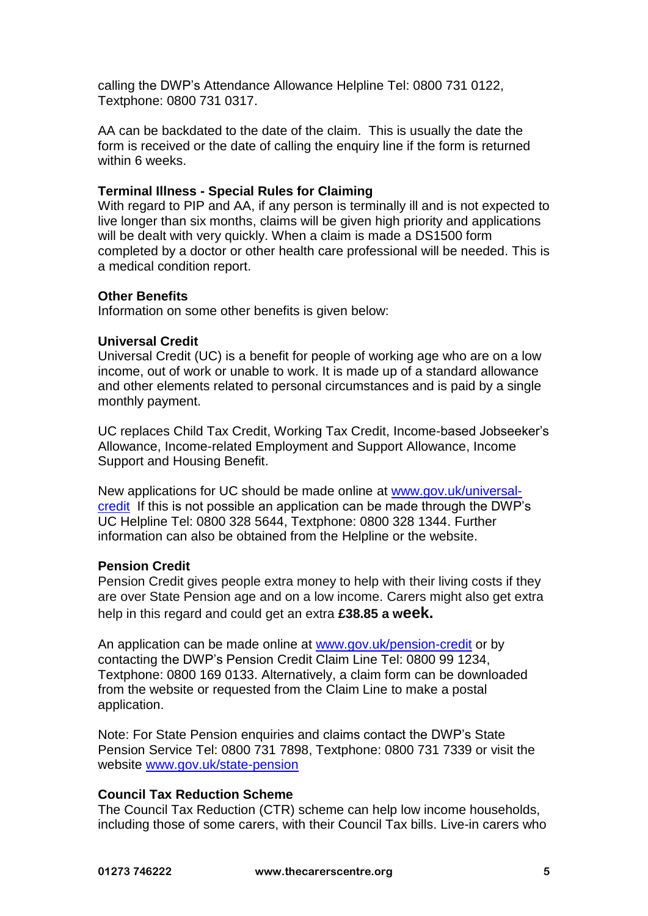calling the DWP's Attendance Allowance Helpline Tel: 0800 731 0122, Textphone: 0800 731 0317.

AA can be backdated to the date of the claim. This is usually the date the form is received or the date of calling the enquiry line if the form is returned within 6 weeks.

**Terminal Illness - Special Rules for Claiming**

With regard to PIP and AA, if any person is terminally ill and is not expected to live longer than six months, claims will be given high priority and applications will be dealt with very quickly. When a claim is made a DS1500 form completed by a doctor or other health care professional will be needed. This is a medical condition report.

**Other Benefits**

Information on some other benefits is given below:

**Universal Credit**

Universal Credit (UC) is a benefit for people of working age who are on a low income, out of work or unable to work. It is made up of a standard allowance and other elements related to personal circumstances and is paid by a single monthly payment.

UC replaces Child Tax Credit, Working Tax Credit, Income-based Jobseeker's Allowance, Income-related Employment and Support Allowance, Income Support and Housing Benefit.

New applications for UC should be made online at [www.gov.uk/universal-credit](www.gov.uk/universal-credit) If this is not possible an application can be made through the DWP's UC Helpline Tel: 0800 328 5644, Textphone: 0800 328 1344. Further information can also be obtained from the Helpline or the website.

**Pension Credit**

Pension Credit gives people extra money to help with their living costs if they are over State Pension age and on a low income. Carers might also get extra help in this regard and could get an extra **£38.85 a week.**

An application can be made online at [www.gov.uk/pension-credit](www.gov.uk/pension-credit) or by contacting the DWP's Pension Credit Claim Line Tel: 0800 99 1234, Textphone: 0800 169 0133. Alternatively, a claim form can be downloaded from the website or requested from the Claim Line to make a postal application.

Note: For State Pension enquiries and claims contact the DWP's State Pension Service Tel: 0800 731 7898, Textphone: 0800 731 7339 or visit the website [www.gov.uk/state-pension](www.gov.uk/state-pension)

**Council Tax Reduction Scheme**

The Council Tax Reduction (CTR) scheme can help low income households, including those of some carers, with their Council Tax bills. Live-in carers who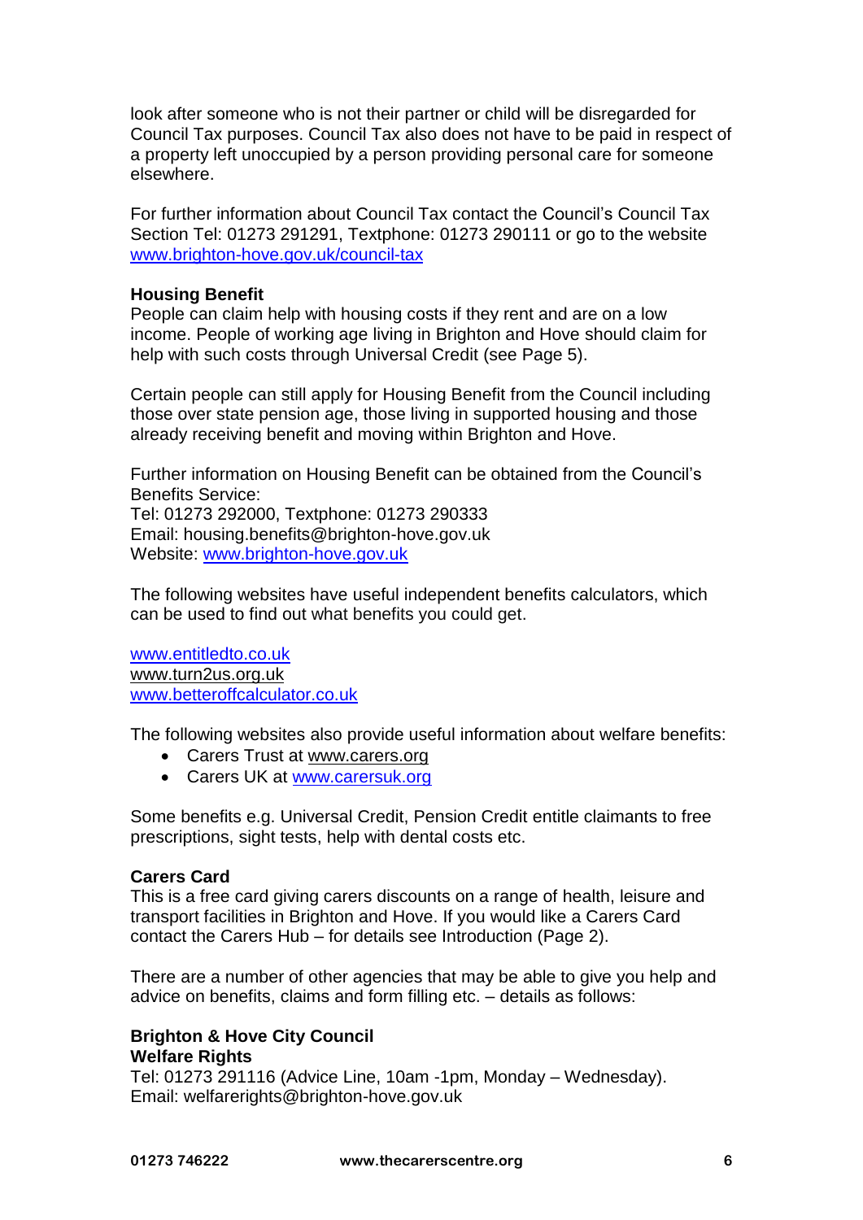look after someone who is not their partner or child will be disregarded for Council Tax purposes. Council Tax also does not have to be paid in respect of a property left unoccupied by a person providing personal care for someone elsewhere.

For further information about Council Tax contact the Council's Council Tax Section Tel: 01273 291291, Textphone: 01273 290111 or go to the website www.brighton-hove.gov.uk/council-tax

**Housing Benefit**
People can claim help with housing costs if they rent and are on a low income. People of working age living in Brighton and Hove should claim for help with such costs through Universal Credit (see Page 5).

Certain people can still apply for Housing Benefit from the Council including those over state pension age, those living in supported housing and those already receiving benefit and moving within Brighton and Hove.

Further information on Housing Benefit can be obtained from the Council's Benefits Service:
Tel: 01273 292000, Textphone: 01273 290333
Email: housing.benefits@brighton-hove.gov.uk
Website: www.brighton-hove.gov.uk

The following websites have useful independent benefits calculators, which can be used to find out what benefits you could get.

www.entitledto.co.uk
www.turn2us.org.uk
www.betteroffcalculator.co.uk

The following websites also provide useful information about welfare benefits:

- Carers Trust at www.carers.org
- Carers UK at www.carersuk.org

Some benefits e.g. Universal Credit, Pension Credit entitle claimants to free prescriptions, sight tests, help with dental costs etc.

**Carers Card**
This is a free card giving carers discounts on a range of health, leisure and transport facilities in Brighton and Hove. If you would like a Carers Card contact the Carers Hub – for details see Introduction (Page 2).

There are a number of other agencies that may be able to give you help and advice on benefits, claims and form filling etc. – details as follows:

**Brighton & Hove City Council**
**Welfare Rights**
Tel: 01273 291116 (Advice Line, 10am -1pm, Monday – Wednesday).
Email: welfarerights@brighton-hove.gov.uk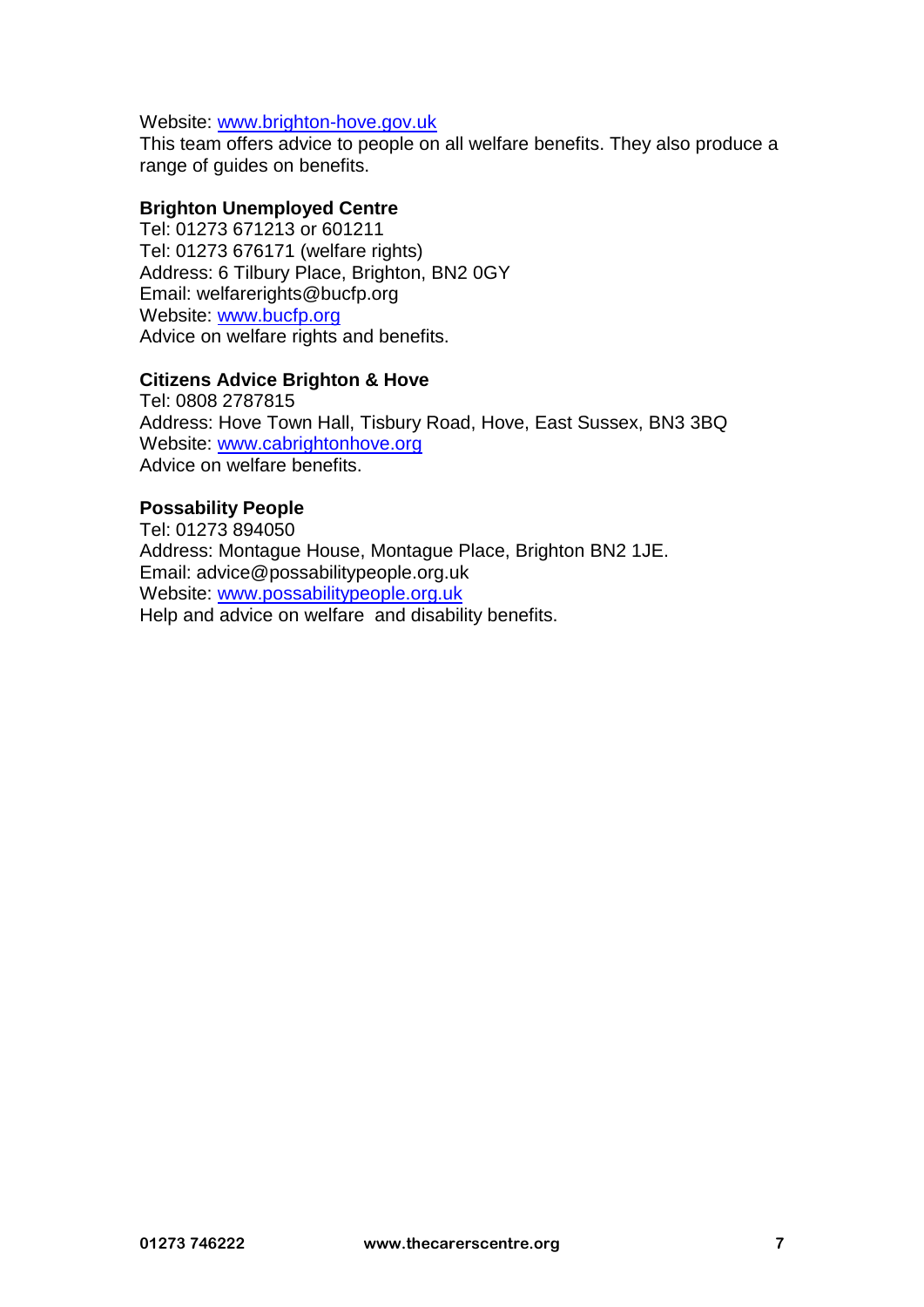Website: www.brighton-hove.gov.uk
This team offers advice to people on all welfare benefits. They also produce a range of guides on benefits.

**Brighton Unemployed Centre**
Tel: 01273 671213 or 601211
Tel: 01273 676171 (welfare rights)
Address: 6 Tilbury Place, Brighton, BN2 0GY
Email: welfarerights@bucfp.org
Website: www.bucfp.org
Advice on welfare rights and benefits.

**Citizens Advice Brighton & Hove**
Tel: 0808 2787815
Address: Hove Town Hall, Tisbury Road, Hove, East Sussex, BN3 3BQ
Website: www.cabrightonhove.org
Advice on welfare benefits.

**Possability People**
Tel: 01273 894050
Address: Montague House, Montague Place, Brighton BN2 1JE.
Email: advice@possabilitypeople.org.uk
Website: www.possabilitypeople.org.uk
Help and advice on welfare and disability benefits.